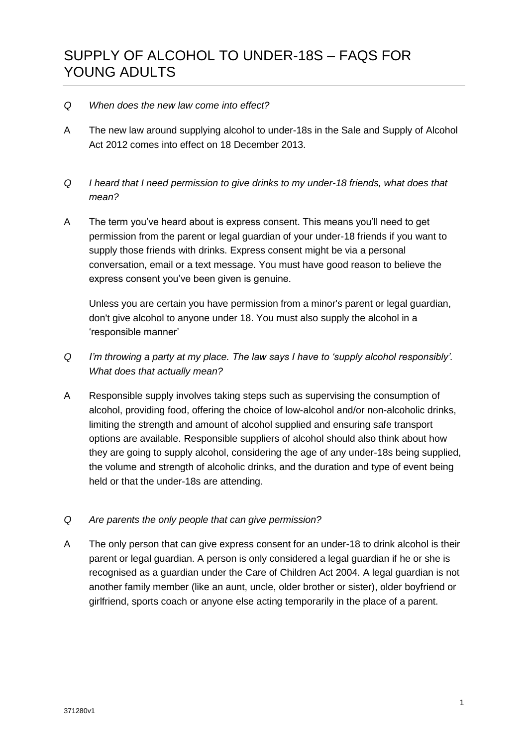# SUPPLY OF ALCOHOL TO UNDER-18S – FAQS FOR YOUNG ADULTS

Q *When does the new law come into effect?*

A The new law around supplying alcohol to under-18s in the Sale and Supply of Alcohol Act 2012 comes into effect on 18 December 2013.

Q *I heard that I need permission to give drinks to my under-18 friends, what does that mean?*

A The term you've heard about is express consent. This means you'll need to get permission from the parent or legal guardian of your under-18 friends if you want to supply those friends with drinks. Express consent might be via a personal conversation, email or a text message. You must have good reason to believe the express consent you've been given is genuine.

Unless you are certain you have permission from a minor's parent or legal guardian, don't give alcohol to anyone under 18. You must also supply the alcohol in a 'responsible manner'

Q *I'm throwing a party at my place. The law says I have to 'supply alcohol responsibly'. What does that actually mean?*

A Responsible supply involves taking steps such as supervising the consumption of alcohol, providing food, offering the choice of low-alcohol and/or non-alcoholic drinks, limiting the strength and amount of alcohol supplied and ensuring safe transport options are available. Responsible suppliers of alcohol should also think about how they are going to supply alcohol, considering the age of any under-18s being supplied, the volume and strength of alcoholic drinks, and the duration and type of event being held or that the under-18s are attending.

Q *Are parents the only people that can give permission?*

A The only person that can give express consent for an under-18 to drink alcohol is their parent or legal guardian. A person is only considered a legal guardian if he or she is recognised as a guardian under the Care of Children Act 2004. A legal guardian is not another family member (like an aunt, uncle, older brother or sister), older boyfriend or girlfriend, sports coach or anyone else acting temporarily in the place of a parent.

371280v1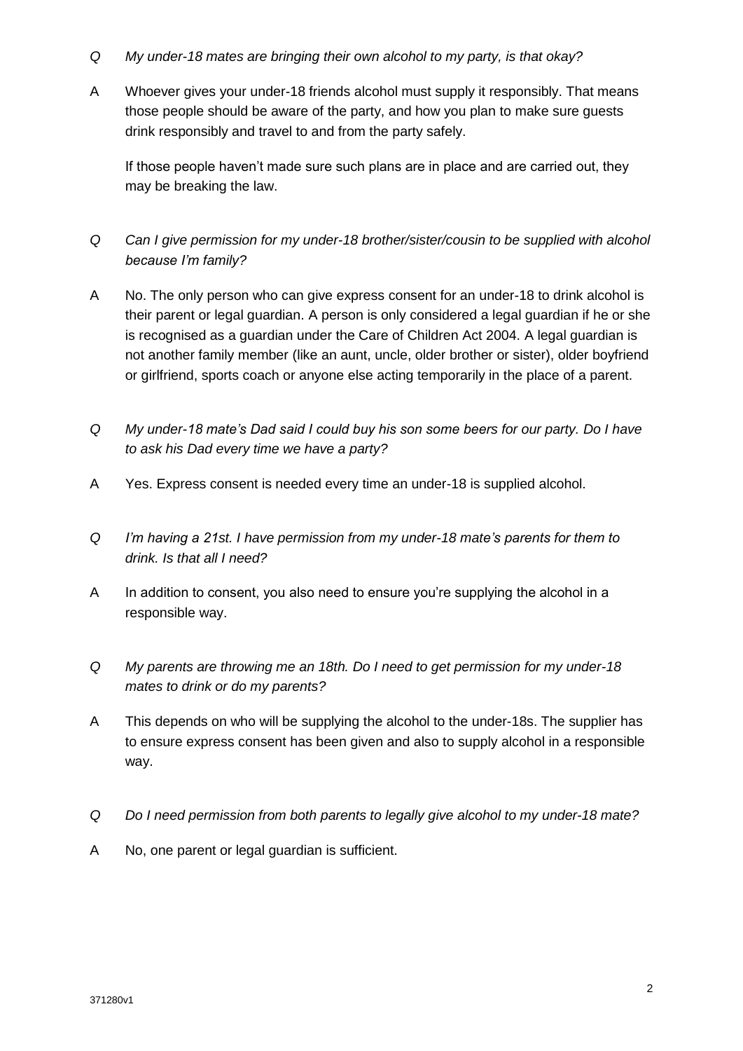*Q* *My under-18 mates are bringing their own alcohol to my party, is that okay?*

A Whoever gives your under-18 friends alcohol must supply it responsibly. That means those people should be aware of the party, and how you plan to make sure guests drink responsibly and travel to and from the party safely.

If those people haven't made sure such plans are in place and are carried out, they may be breaking the law.

*Q* *Can I give permission for my under-18 brother/sister/cousin to be supplied with alcohol because I'm family?*

A No. The only person who can give express consent for an under-18 to drink alcohol is their parent or legal guardian. A person is only considered a legal guardian if he or she is recognised as a guardian under the Care of Children Act 2004. A legal guardian is not another family member (like an aunt, uncle, older brother or sister), older boyfriend or girlfriend, sports coach or anyone else acting temporarily in the place of a parent.

*Q* *My under-18 mate's Dad said I could buy his son some beers for our party. Do I have to ask his Dad every time we have a party?*

A Yes. Express consent is needed every time an under-18 is supplied alcohol.

*Q* *I'm having a 21st. I have permission from my under-18 mate's parents for them to drink. Is that all I need?*

A In addition to consent, you also need to ensure you're supplying the alcohol in a responsible way.

*Q* *My parents are throwing me an 18th. Do I need to get permission for my under-18 mates to drink or do my parents?*

A This depends on who will be supplying the alcohol to the under-18s. The supplier has to ensure express consent has been given and also to supply alcohol in a responsible way.

*Q* *Do I need permission from both parents to legally give alcohol to my under-18 mate?*

A No, one parent or legal guardian is sufficient.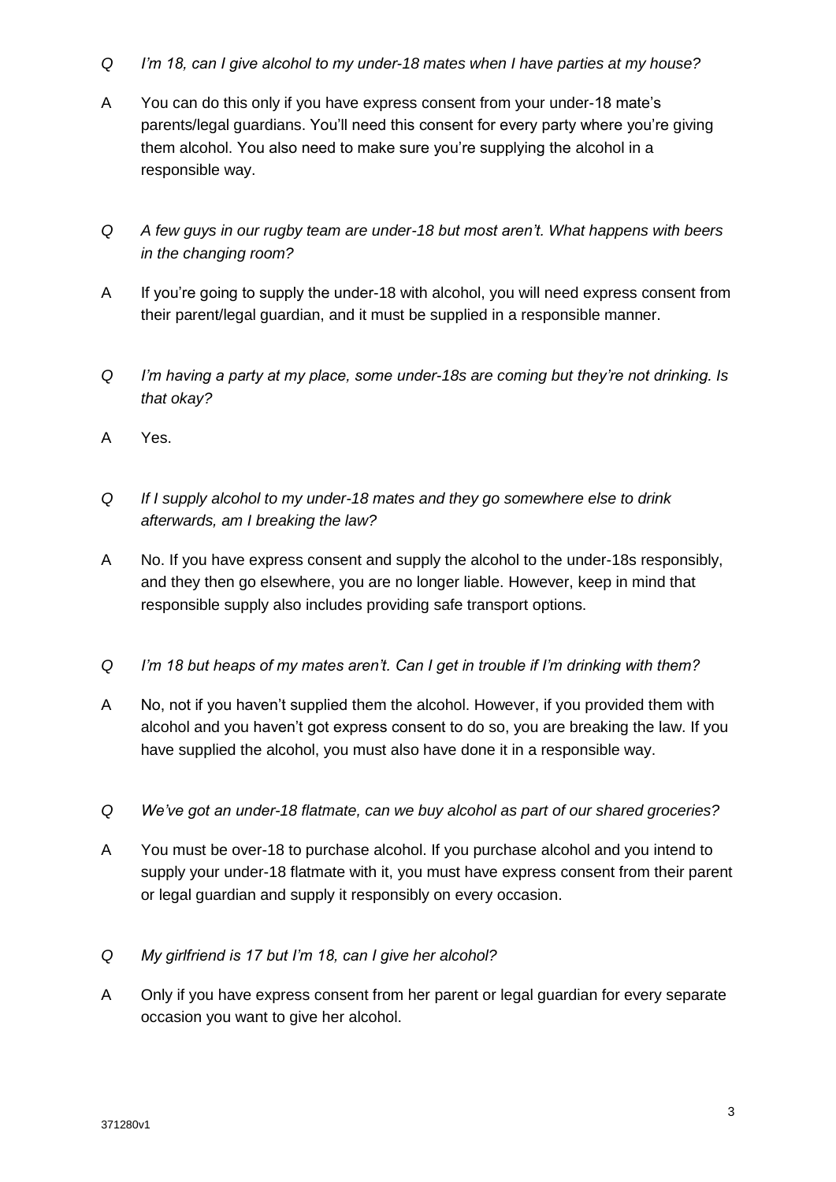*Q I'm 18, can I give alcohol to my under-18 mates when I have parties at my house?*

A You can do this only if you have express consent from your under-18 mate's parents/legal guardians. You'll need this consent for every party where you're giving them alcohol. You also need to make sure you're supplying the alcohol in a responsible way.

*Q A few guys in our rugby team are under-18 but most aren't. What happens with beers in the changing room?*

A If you're going to supply the under-18 with alcohol, you will need express consent from their parent/legal guardian, and it must be supplied in a responsible manner.

*Q I'm having a party at my place, some under-18s are coming but they're not drinking. Is that okay?*

A Yes.

*Q If I supply alcohol to my under-18 mates and they go somewhere else to drink afterwards, am I breaking the law?*

A No. If you have express consent and supply the alcohol to the under-18s responsibly, and they then go elsewhere, you are no longer liable. However, keep in mind that responsible supply also includes providing safe transport options.

*Q I'm 18 but heaps of my mates aren't. Can I get in trouble if I'm drinking with them?*

A No, not if you haven't supplied them the alcohol. However, if you provided them with alcohol and you haven't got express consent to do so, you are breaking the law. If you have supplied the alcohol, you must also have done it in a responsible way.

*Q We've got an under-18 flatmate, can we buy alcohol as part of our shared groceries?*

A You must be over-18 to purchase alcohol. If you purchase alcohol and you intend to supply your under-18 flatmate with it, you must have express consent from their parent or legal guardian and supply it responsibly on every occasion.

*Q My girlfriend is 17 but I'm 18, can I give her alcohol?*

A Only if you have express consent from her parent or legal guardian for every separate occasion you want to give her alcohol.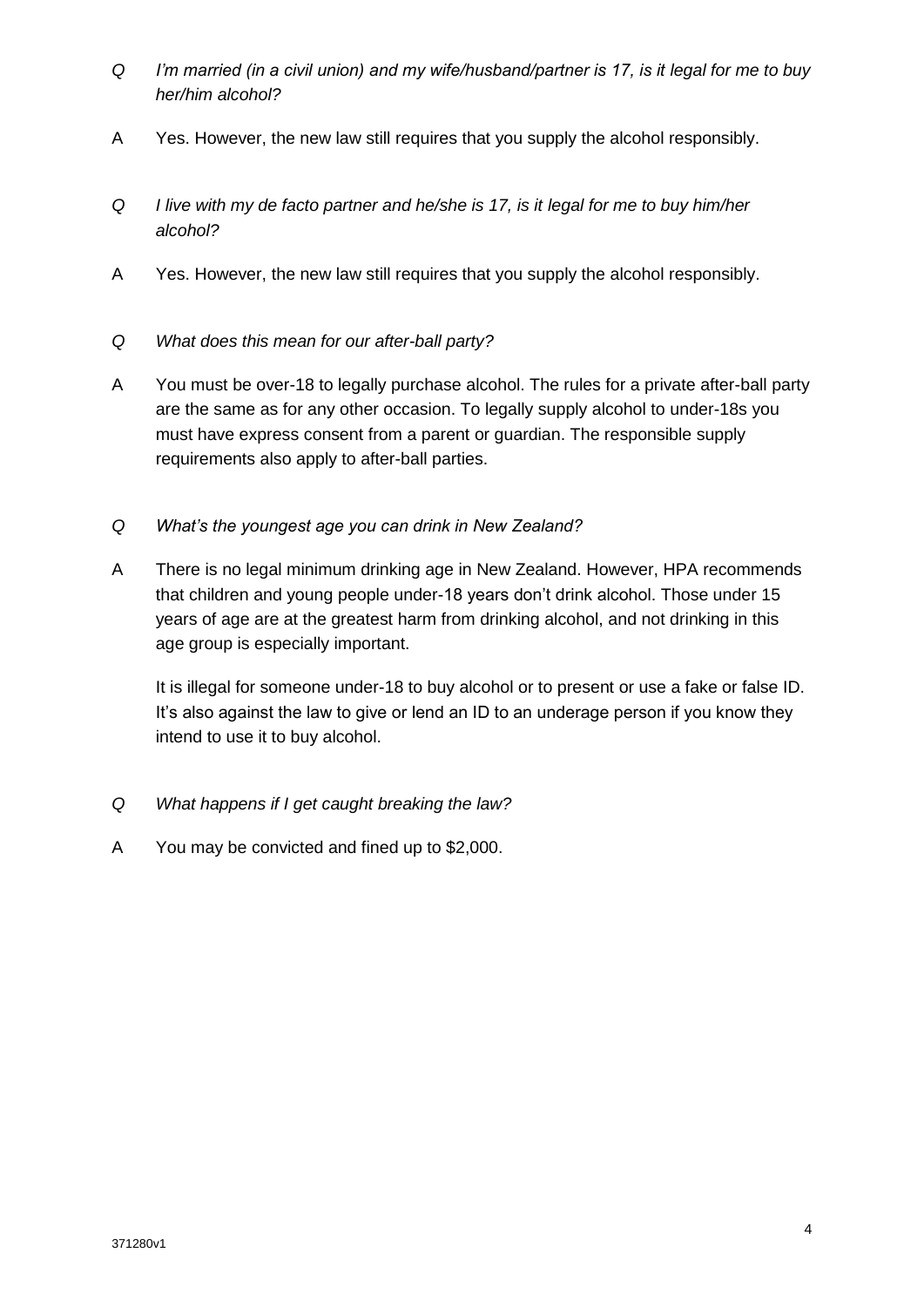*Q I'm married (in a civil union) and my wife/husband/partner is 17, is it legal for me to buy her/him alcohol?*

A Yes. However, the new law still requires that you supply the alcohol responsibly.

*Q I live with my de facto partner and he/she is 17, is it legal for me to buy him/her alcohol?*

A Yes. However, the new law still requires that you supply the alcohol responsibly.

*Q What does this mean for our after-ball party?*

A You must be over-18 to legally purchase alcohol. The rules for a private after-ball party are the same as for any other occasion. To legally supply alcohol to under-18s you must have express consent from a parent or guardian. The responsible supply requirements also apply to after-ball parties.

*Q What's the youngest age you can drink in New Zealand?*

A There is no legal minimum drinking age in New Zealand. However, HPA recommends that children and young people under-18 years don't drink alcohol. Those under 15 years of age are at the greatest harm from drinking alcohol, and not drinking in this age group is especially important.

It is illegal for someone under-18 to buy alcohol or to present or use a fake or false ID. It's also against the law to give or lend an ID to an underage person if you know they intend to use it to buy alcohol.

*Q What happens if I get caught breaking the law?*

A You may be convicted and fined up to $2,000.

371280v1